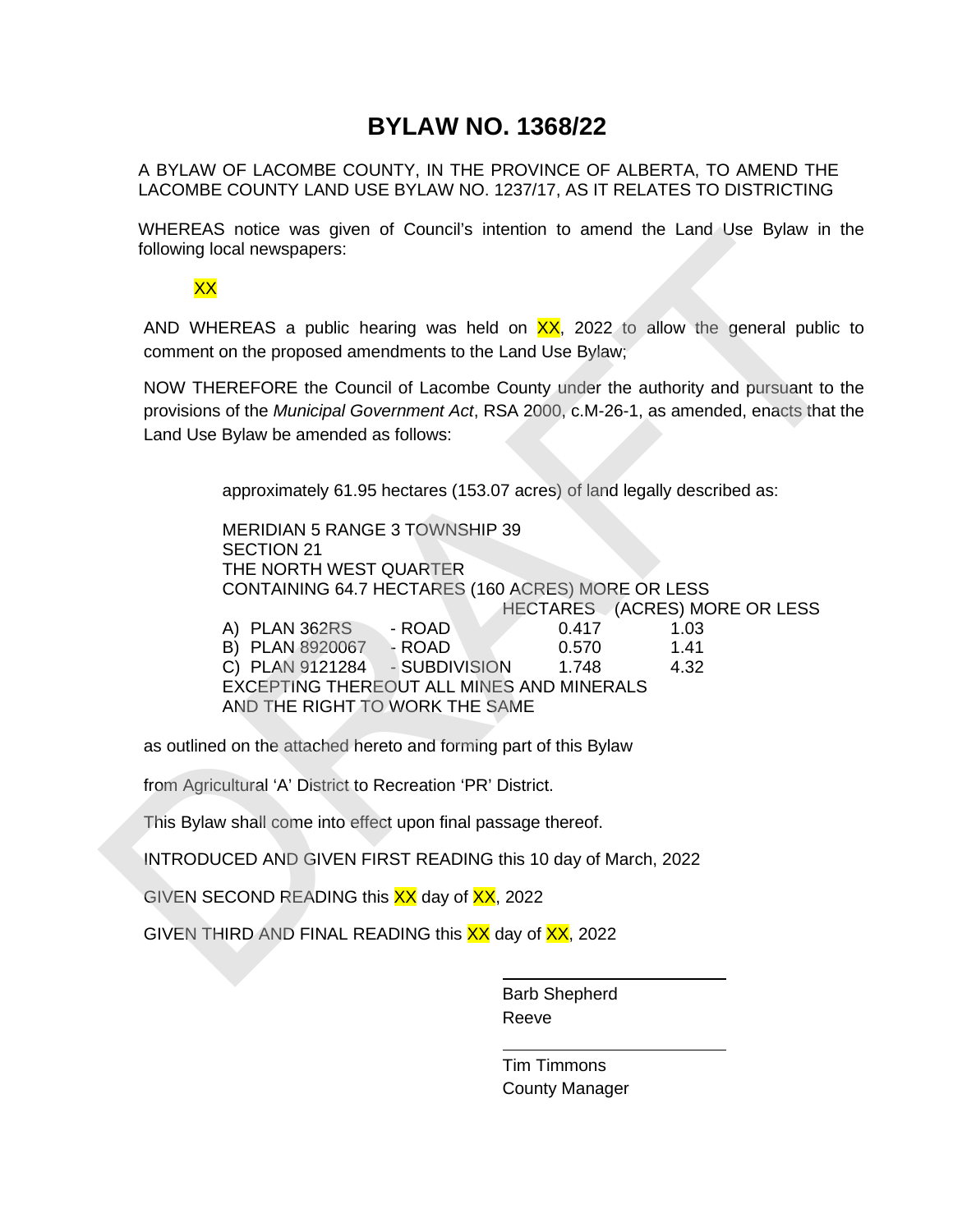# BYLAW NO. 1368/22

A BYLAW OF LACOMBE COUNTY, IN THE PROVINCE OF ALBERTA, TO AMEND THE LACOMBE COUNTY LAND USE BYLAW NO. 1237/17, AS IT RELATES TO DISTRICTING

WHEREAS notice was given of Council's intention to amend the Land Use Bylaw in the following local newspapers:

XX

AND WHEREAS a public hearing was held on XX, 2022 to allow the general public to comment on the proposed amendments to the Land Use Bylaw;

NOW THEREFORE the Council of Lacombe County under the authority and pursuant to the provisions of the *Municipal Government Act*, RSA 2000, c.M-26-1, as amended, enacts that the Land Use Bylaw be amended as follows:

approximately 61.95 hectares (153.07 acres) of land legally described as:

MERIDIAN 5 RANGE 3 TOWNSHIP 39
SECTION 21
THE NORTH WEST QUARTER
CONTAINING 64.7 HECTARES (160 ACRES) MORE OR LESS

| | | HECTARES | (ACRES) MORE OR LESS |
|---|---|---|---|
| A) PLAN 362RS | - ROAD | 0.417 | 1.03 |
| B) PLAN 8920067 | - ROAD | 0.570 | 1.41 |
| C) PLAN 9121284 | - SUBDIVISION | 1.748 | 4.32 |

EXCEPTING THEREOUT ALL MINES AND MINERALS
AND THE RIGHT TO WORK THE SAME

as outlined on the attached hereto and forming part of this Bylaw

from Agricultural 'A' District to Recreation 'PR' District.

This Bylaw shall come into effect upon final passage thereof.

INTRODUCED AND GIVEN FIRST READING this 10 day of March, 2022

GIVEN SECOND READING this XX day of XX, 2022

GIVEN THIRD AND FINAL READING this XX day of XX, 2022

Barb Shepherd
Reeve

Tim Timmons
County Manager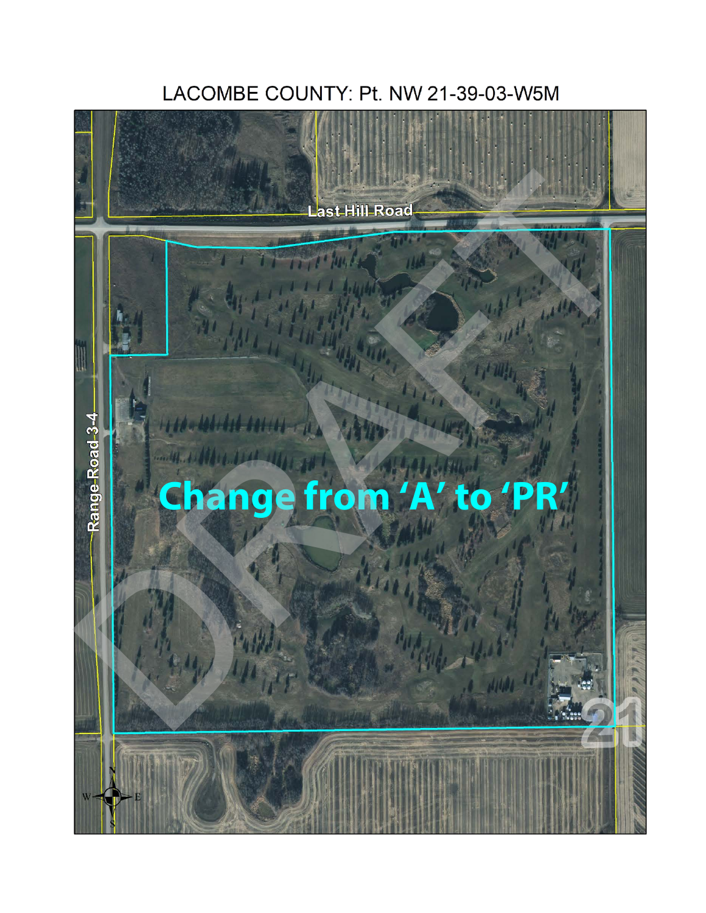# LACOMBE COUNTY: Pt. NW 21-39-03-W5M

Last Hill Road

Range Road 3-4

Change from 'A' to 'PR'

DRAFT

21